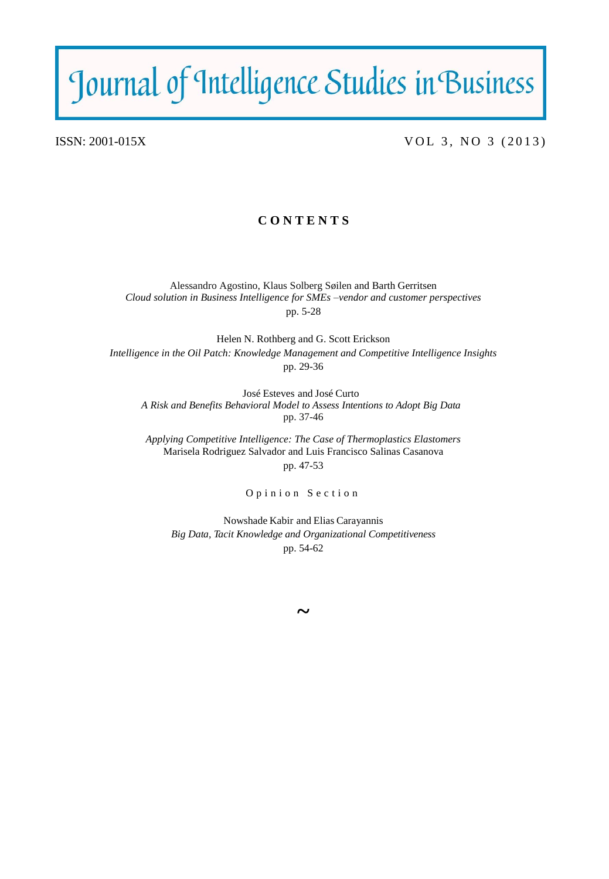# Journal of Intelligence Studies in Business

ISSN: 2001-015X VOL 3, NO 3 (2013)

## CONTENTS

Alessandro Agostino, Klaus Solberg Søilen and Barth Gerritsen
*Cloud solution in Business Intelligence for SMEs –vendor and customer perspectives*
pp. 5-28

Helen N. Rothberg and G. Scott Erickson
*Intelligence in the Oil Patch: Knowledge Management and Competitive Intelligence Insights*
pp. 29-36

José Esteves and José Curto
*A Risk and Benefits Behavioral Model to Assess Intentions to Adopt Big Data*
pp. 37-46

*Applying Competitive Intelligence: The Case of Thermoplastics Elastomers*
Marisela Rodriguez Salvador and Luis Francisco Salinas Casanova
pp. 47-53

Opinion Section

Nowshade Kabir and Elias Carayannis
*Big Data, Tacit Knowledge and Organizational Competitiveness*
pp. 54-62

~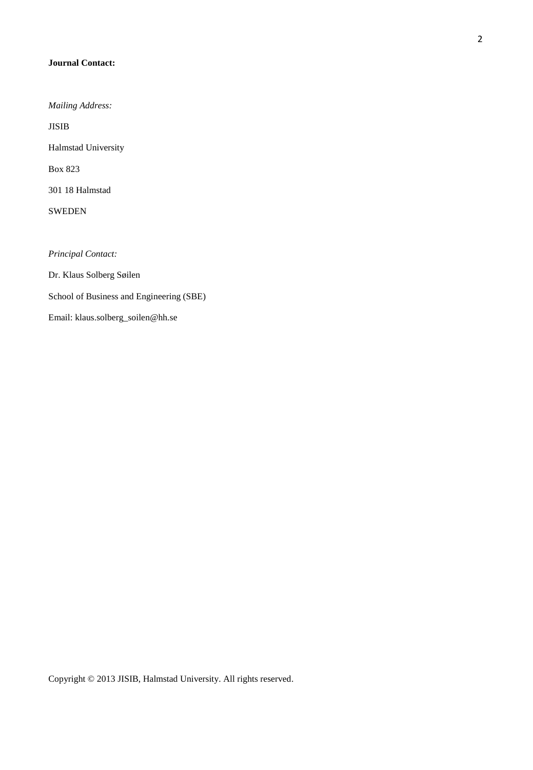**Journal Contact:**

*Mailing Address:*

JISIB

Halmstad University

Box 823

301 18 Halmstad

SWEDEN

*Principal Contact:*

Dr. Klaus Solberg Søilen

School of Business and Engineering (SBE)

Email: klaus.solberg_soilen@hh.se

Copyright © 2013 JISIB, Halmstad University. All rights reserved.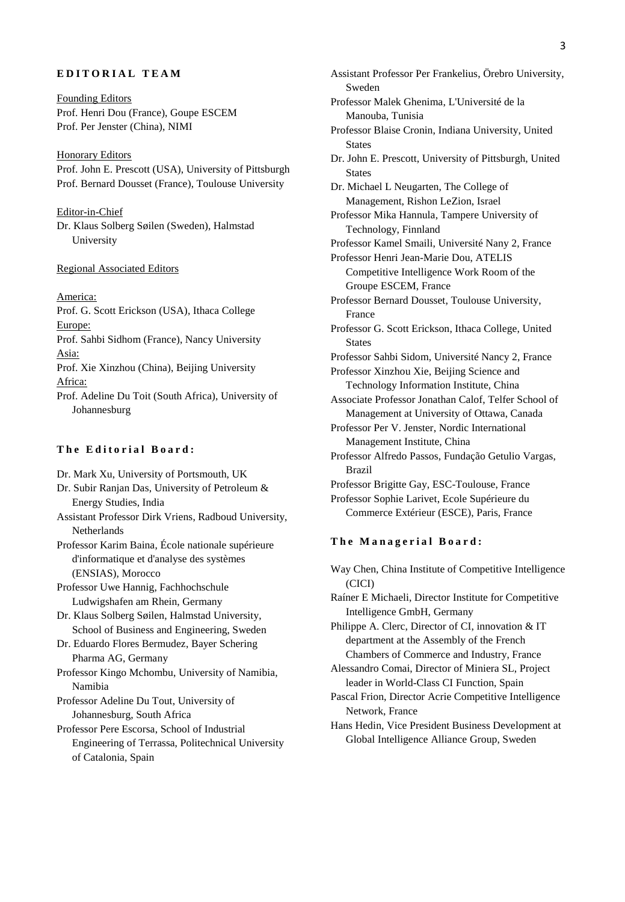## EDITORIAL TEAM

Founding Editors

Prof. Henri Dou (France), Goupe ESCEM
Prof. Per Jenster (China), NIMI

Honorary Editors

Prof. John E. Prescott (USA), University of Pittsburgh
Prof. Bernard Dousset (France), Toulouse University

Editor-in-Chief

Dr. Klaus Solberg Søilen (Sweden), Halmstad University

Regional Associated Editors

America:
Prof. G. Scott Erickson (USA), Ithaca College

Europe:
Prof. Sahbi Sidhom (France), Nancy University

Asia:
Prof. Xie Xinzhou (China), Beijing University

Africa:
Prof. Adeline Du Toit (South Africa), University of Johannesburg

### The Editorial Board:

Dr. Mark Xu, University of Portsmouth, UK
Dr. Subir Ranjan Das, University of Petroleum & Energy Studies, India
Assistant Professor Dirk Vriens, Radboud University, Netherlands
Professor Karim Baina, École nationale supérieure d'informatique et d'analyse des systèmes (ENSIAS), Morocco
Professor Uwe Hannig, Fachhochschule Ludwigshafen am Rhein, Germany
Dr. Klaus Solberg Søilen, Halmstad University, School of Business and Engineering, Sweden
Dr. Eduardo Flores Bermudez, Bayer Schering Pharma AG, Germany
Professor Kingo Mchombu, University of Namibia, Namibia
Professor Adeline Du Tout, University of Johannesburg, South Africa
Professor Pere Escorsa, School of Industrial Engineering of Terrassa, Politechnical University of Catalonia, Spain
Assistant Professor Per Frankelius, Örebro University, Sweden
Professor Malek Ghenima, L'Université de la Manouba, Tunisia
Professor Blaise Cronin, Indiana University, United States
Dr. John E. Prescott, University of Pittsburgh, United States
Dr. Michael L Neugarten, The College of Management, Rishon LeZion, Israel
Professor Mika Hannula, Tampere University of Technology, Finnland
Professor Kamel Smaili, Université Nany 2, France
Professor Henri Jean-Marie Dou, ATELIS Competitive Intelligence Work Room of the Groupe ESCEM, France
Professor Bernard Dousset, Toulouse University, France
Professor G. Scott Erickson, Ithaca College, United States
Professor Sahbi Sidom, Université Nancy 2, France
Professor Xinzhou Xie, Beijing Science and Technology Information Institute, China
Associate Professor Jonathan Calof, Telfer School of Management at University of Ottawa, Canada
Professor Per V. Jenster, Nordic International Management Institute, China
Professor Alfredo Passos, Fundação Getulio Vargas, Brazil
Professor Brigitte Gay, ESC-Toulouse, France
Professor Sophie Larivet, Ecole Supérieure du Commerce Extérieur (ESCE), Paris, France

### The Managerial Board:

Way Chen, China Institute of Competitive Intelligence (CICI)
Raíner E Michaeli, Director Institute for Competitive Intelligence GmbH, Germany
Philippe A. Clerc, Director of CI, innovation & IT department at the Assembly of the French Chambers of Commerce and Industry, France
Alessandro Comai, Director of Miniera SL, Project leader in World-Class CI Function, Spain
Pascal Frion, Director Acrie Competitive Intelligence Network, France
Hans Hedin, Vice President Business Development at Global Intelligence Alliance Group, Sweden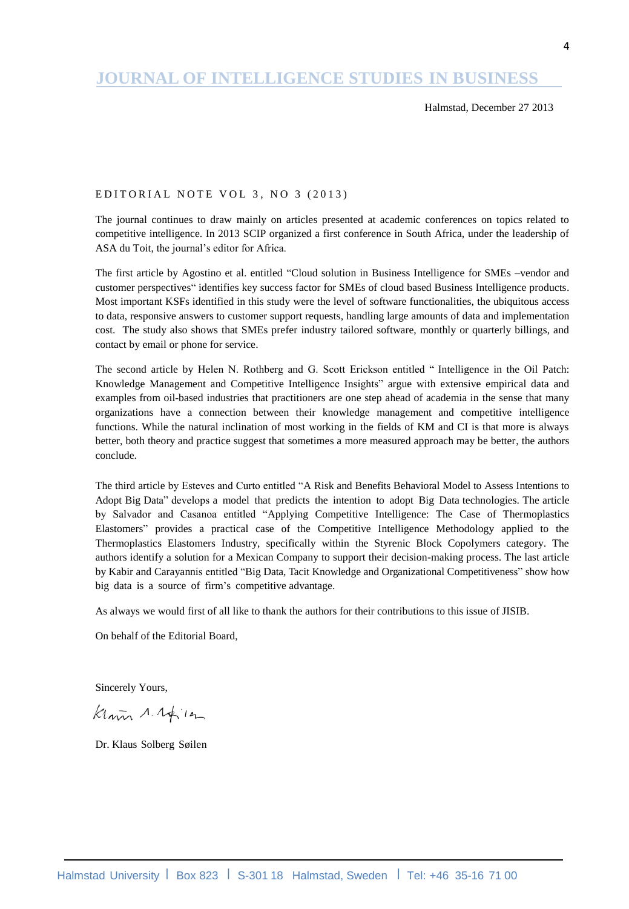# JOURNAL OF INTELLIGENCE STUDIES IN BUSINESS

Halmstad, December 27 2013

## EDITORIAL NOTE VOL 3, NO 3 (2013)

The journal continues to draw mainly on articles presented at academic conferences on topics related to competitive intelligence. In 2013 SCIP organized a first conference in South Africa, under the leadership of ASA du Toit, the journal's editor for Africa.

The first article by Agostino et al. entitled "Cloud solution in Business Intelligence for SMEs –vendor and customer perspectives" identifies key success factor for SMEs of cloud based Business Intelligence products. Most important KSFs identified in this study were the level of software functionalities, the ubiquitous access to data, responsive answers to customer support requests, handling large amounts of data and implementation cost. The study also shows that SMEs prefer industry tailored software, monthly or quarterly billings, and contact by email or phone for service.

The second article by Helen N. Rothberg and G. Scott Erickson entitled " Intelligence in the Oil Patch: Knowledge Management and Competitive Intelligence Insights" argue with extensive empirical data and examples from oil-based industries that practitioners are one step ahead of academia in the sense that many organizations have a connection between their knowledge management and competitive intelligence functions. While the natural inclination of most working in the fields of KM and CI is that more is always better, both theory and practice suggest that sometimes a more measured approach may be better, the authors conclude.

The third article by Esteves and Curto entitled "A Risk and Benefits Behavioral Model to Assess Intentions to Adopt Big Data" develops a model that predicts the intention to adopt Big Data technologies. The article by Salvador and Casanoa entitled "Applying Competitive Intelligence: The Case of Thermoplastics Elastomers" provides a practical case of the Competitive Intelligence Methodology applied to the Thermoplastics Elastomers Industry, specifically within the Styrenic Block Copolymers category. The authors identify a solution for a Mexican Company to support their decision-making process. The last article by Kabir and Carayannis entitled "Big Data, Tacit Knowledge and Organizational Competitiveness" show how big data is a source of firm's competitive advantage.

As always we would first of all like to thank the authors for their contributions to this issue of JISIB.

On behalf of the Editorial Board,

Sincerely Yours,

Dr. Klaus Solberg Søilen

Halmstad University | Box 823 | S-301 18 Halmstad, Sweden | Tel: +46 35-16 71 00